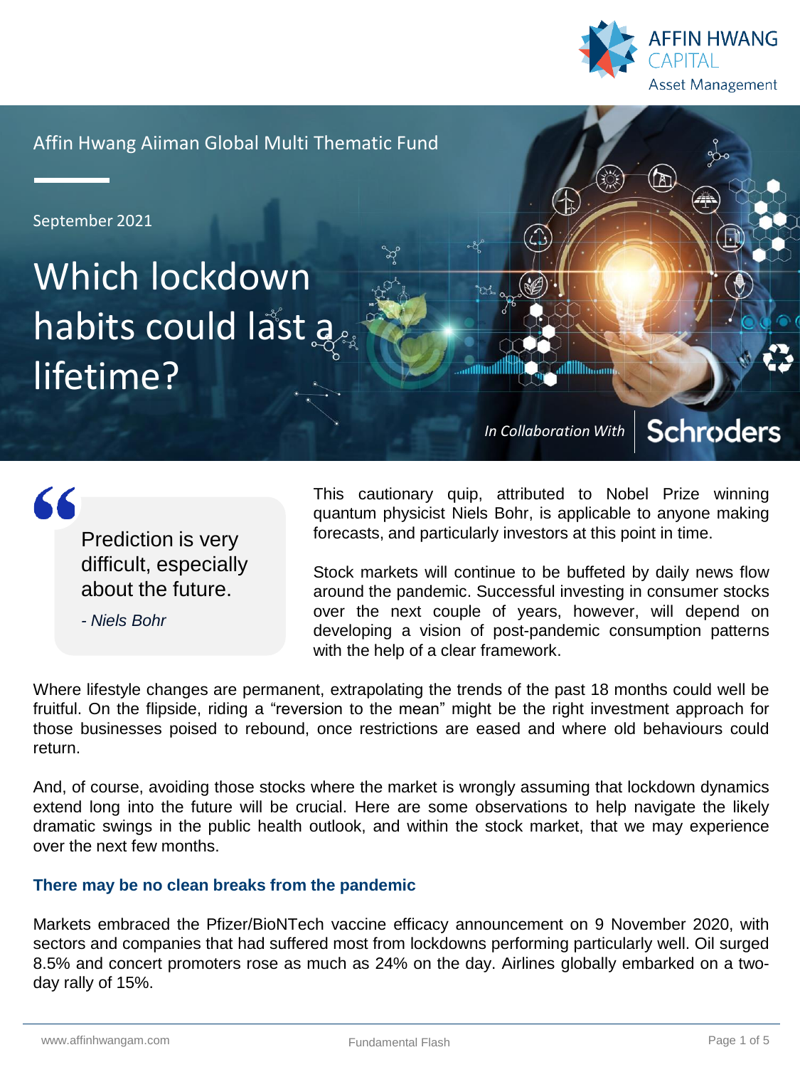Affin Hwang Aiiman Global Multi Thematic Fund

September 2021

# Which lockdown habits could last a lifetime?

*In Collaboration With* Schroders

> Prediction is very difficult, especially about the future.
>
> *- Niels Bohr*

This cautionary quip, attributed to Nobel Prize winning quantum physicist Niels Bohr, is applicable to anyone making forecasts, and particularly investors at this point in time.

Stock markets will continue to be buffeted by daily news flow around the pandemic. Successful investing in consumer stocks over the next couple of years, however, will depend on developing a vision of post-pandemic consumption patterns with the help of a clear framework.

Where lifestyle changes are permanent, extrapolating the trends of the past 18 months could well be fruitful. On the flipside, riding a "reversion to the mean" might be the right investment approach for those businesses poised to rebound, once restrictions are eased and where old behaviours could return.

And, of course, avoiding those stocks where the market is wrongly assuming that lockdown dynamics extend long into the future will be crucial. Here are some observations to help navigate the likely dramatic swings in the public health outlook, and within the stock market, that we may experience over the next few months.

## There may be no clean breaks from the pandemic

Markets embraced the Pfizer/BioNTech vaccine efficacy announcement on 9 November 2020, with sectors and companies that had suffered most from lockdowns performing particularly well. Oil surged 8.5% and concert promoters rose as much as 24% on the day. Airlines globally embarked on a two-day rally of 15%.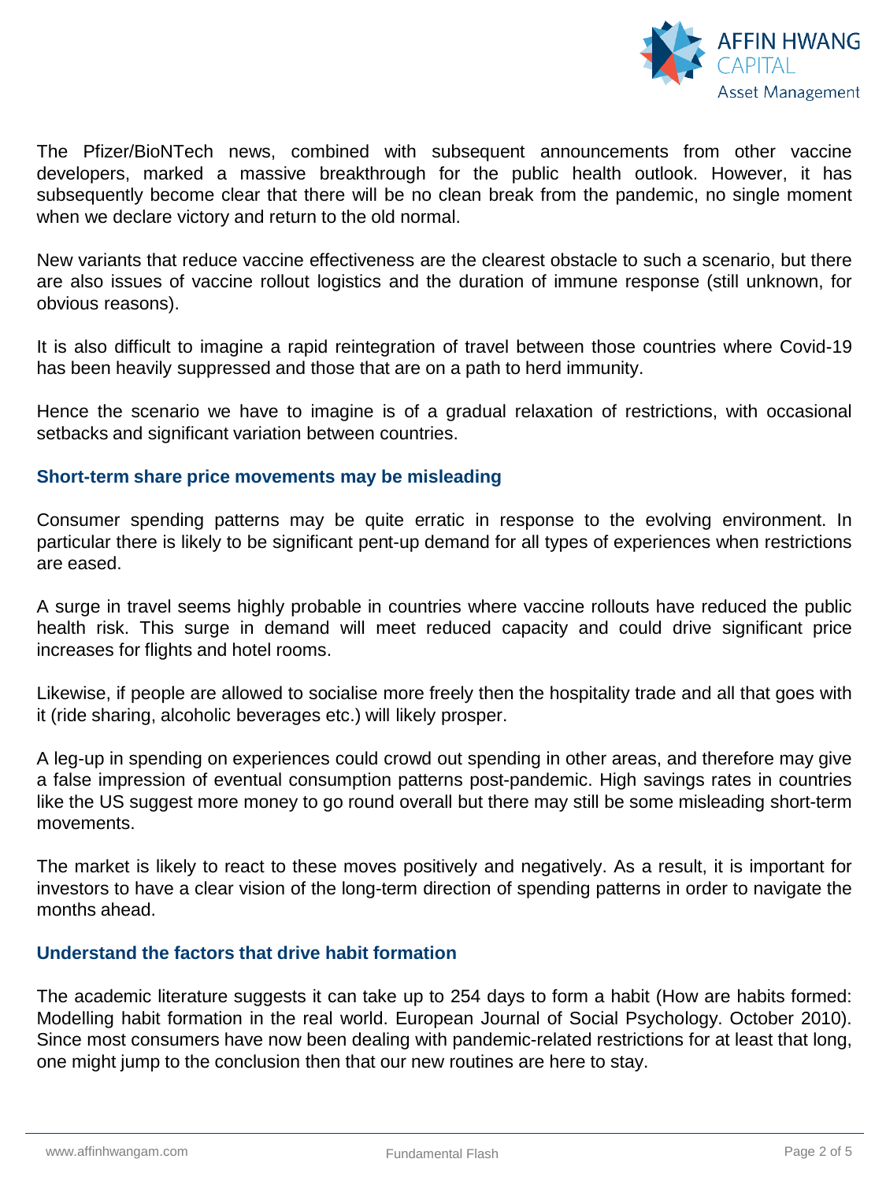The Pfizer/BioNTech news, combined with subsequent announcements from other vaccine developers, marked a massive breakthrough for the public health outlook. However, it has subsequently become clear that there will be no clean break from the pandemic, no single moment when we declare victory and return to the old normal.

New variants that reduce vaccine effectiveness are the clearest obstacle to such a scenario, but there are also issues of vaccine rollout logistics and the duration of immune response (still unknown, for obvious reasons).

It is also difficult to imagine a rapid reintegration of travel between those countries where Covid-19 has been heavily suppressed and those that are on a path to herd immunity.

Hence the scenario we have to imagine is of a gradual relaxation of restrictions, with occasional setbacks and significant variation between countries.

## Short-term share price movements may be misleading

Consumer spending patterns may be quite erratic in response to the evolving environment. In particular there is likely to be significant pent-up demand for all types of experiences when restrictions are eased.

A surge in travel seems highly probable in countries where vaccine rollouts have reduced the public health risk. This surge in demand will meet reduced capacity and could drive significant price increases for flights and hotel rooms.

Likewise, if people are allowed to socialise more freely then the hospitality trade and all that goes with it (ride sharing, alcoholic beverages etc.) will likely prosper.

A leg-up in spending on experiences could crowd out spending in other areas, and therefore may give a false impression of eventual consumption patterns post-pandemic. High savings rates in countries like the US suggest more money to go round overall but there may still be some misleading short-term movements.

The market is likely to react to these moves positively and negatively. As a result, it is important for investors to have a clear vision of the long-term direction of spending patterns in order to navigate the months ahead.

## Understand the factors that drive habit formation

The academic literature suggests it can take up to 254 days to form a habit (How are habits formed: Modelling habit formation in the real world. European Journal of Social Psychology. October 2010). Since most consumers have now been dealing with pandemic-related restrictions for at least that long, one might jump to the conclusion then that our new routines are here to stay.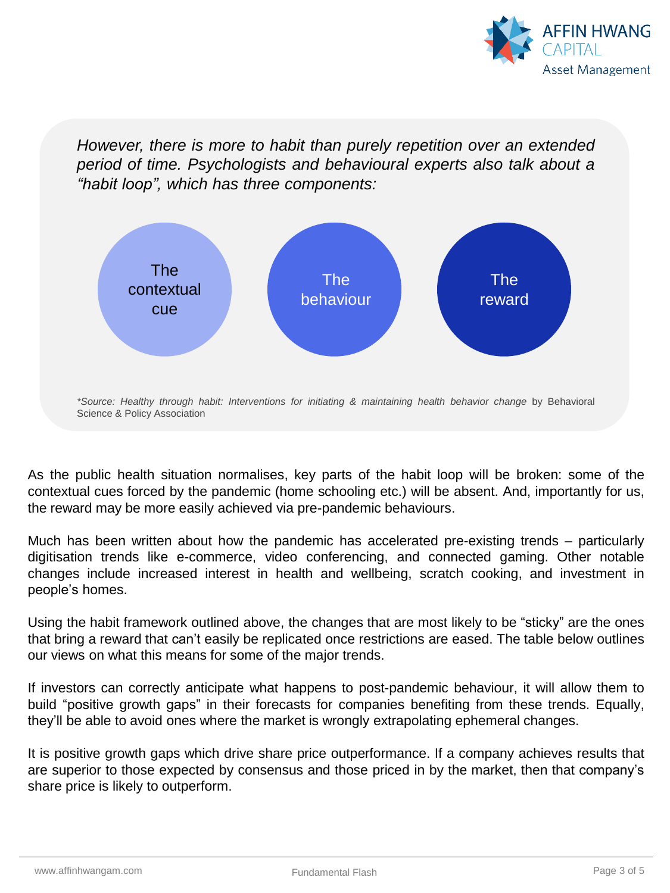*However, there is more to habit than purely repetition over an extended period of time. Psychologists and behavioural experts also talk about a "habit loop", which has three components:*

The contextual cue

The behaviour

The reward

*\*Source: Healthy through habit: Interventions for initiating & maintaining health behavior change* by Behavioral Science & Policy Association

As the public health situation normalises, key parts of the habit loop will be broken: some of the contextual cues forced by the pandemic (home schooling etc.) will be absent. And, importantly for us, the reward may be more easily achieved via pre-pandemic behaviours.

Much has been written about how the pandemic has accelerated pre-existing trends – particularly digitisation trends like e-commerce, video conferencing, and connected gaming. Other notable changes include increased interest in health and wellbeing, scratch cooking, and investment in people's homes.

Using the habit framework outlined above, the changes that are most likely to be "sticky" are the ones that bring a reward that can't easily be replicated once restrictions are eased. The table below outlines our views on what this means for some of the major trends.

If investors can correctly anticipate what happens to post-pandemic behaviour, it will allow them to build "positive growth gaps" in their forecasts for companies benefiting from these trends. Equally, they'll be able to avoid ones where the market is wrongly extrapolating ephemeral changes.

It is positive growth gaps which drive share price outperformance. If a company achieves results that are superior to those expected by consensus and those priced in by the market, then that company's share price is likely to outperform.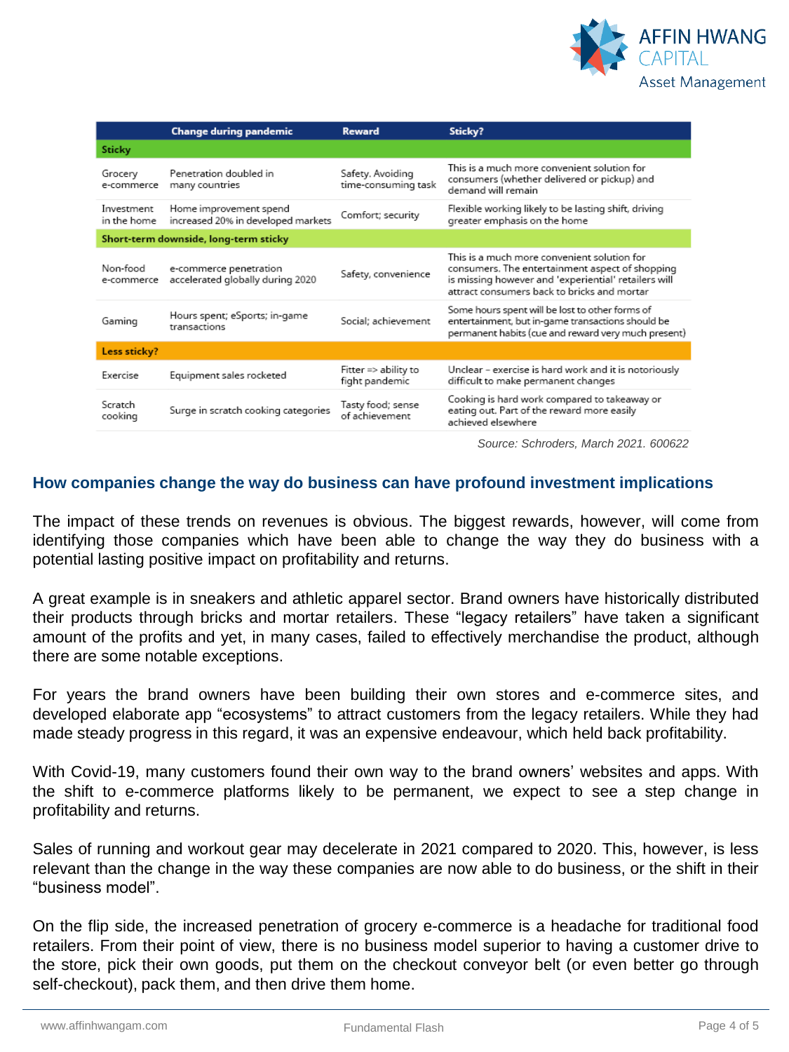| | Change during pandemic | Reward | Sticky? |
|---|---|---|---|
| **Sticky** | | | |
| Grocery e-commerce | Penetration doubled in many countries | Safety. Avoiding time-consuming task | This is a much more convenient solution for consumers (whether delivered or pickup) and demand will remain |
| Investment in the home | Home improvement spend increased 20% in developed markets | Comfort; security | Flexible working likely to be lasting shift, driving greater emphasis on the home |
| **Short-term downside, long-term sticky** | | | |
| Non-food e-commerce | e-commerce penetration accelerated globally during 2020 | Safety, convenience | This is a much more convenient solution for consumers. The entertainment aspect of shopping is missing however and 'experiential' retailers will attract consumers back to bricks and mortar |
| Gaming | Hours spent; eSports; in-game transactions | Social; achievement | Some hours spent will be lost to other forms of entertainment, but in-game transactions should be permanent habits (cue and reward very much present) |
| **Less sticky?** | | | |
| Exercise | Equipment sales rocketed | Fitter => ability to fight pandemic | Unclear – exercise is hard work and it is notoriously difficult to make permanent changes |
| Scratch cooking | Surge in scratch cooking categories | Tasty food; sense of achievement | Cooking is hard work compared to takeaway or eating out. Part of the reward more easily achieved elsewhere |

*Source: Schroders, March 2021. 600622*

### How companies change the way do business can have profound investment implications

The impact of these trends on revenues is obvious. The biggest rewards, however, will come from identifying those companies which have been able to change the way they do business with a potential lasting positive impact on profitability and returns.

A great example is in sneakers and athletic apparel sector. Brand owners have historically distributed their products through bricks and mortar retailers. These "legacy retailers" have taken a significant amount of the profits and yet, in many cases, failed to effectively merchandise the product, although there are some notable exceptions.

For years the brand owners have been building their own stores and e-commerce sites, and developed elaborate app "ecosystems" to attract customers from the legacy retailers. While they had made steady progress in this regard, it was an expensive endeavour, which held back profitability.

With Covid-19, many customers found their own way to the brand owners' websites and apps. With the shift to e-commerce platforms likely to be permanent, we expect to see a step change in profitability and returns.

Sales of running and workout gear may decelerate in 2021 compared to 2020. This, however, is less relevant than the change in the way these companies are now able to do business, or the shift in their "business model".

On the flip side, the increased penetration of grocery e-commerce is a headache for traditional food retailers. From their point of view, there is no business model superior to having a customer drive to the store, pick their own goods, put them on the checkout conveyor belt (or even better go through self-checkout), pack them, and then drive them home.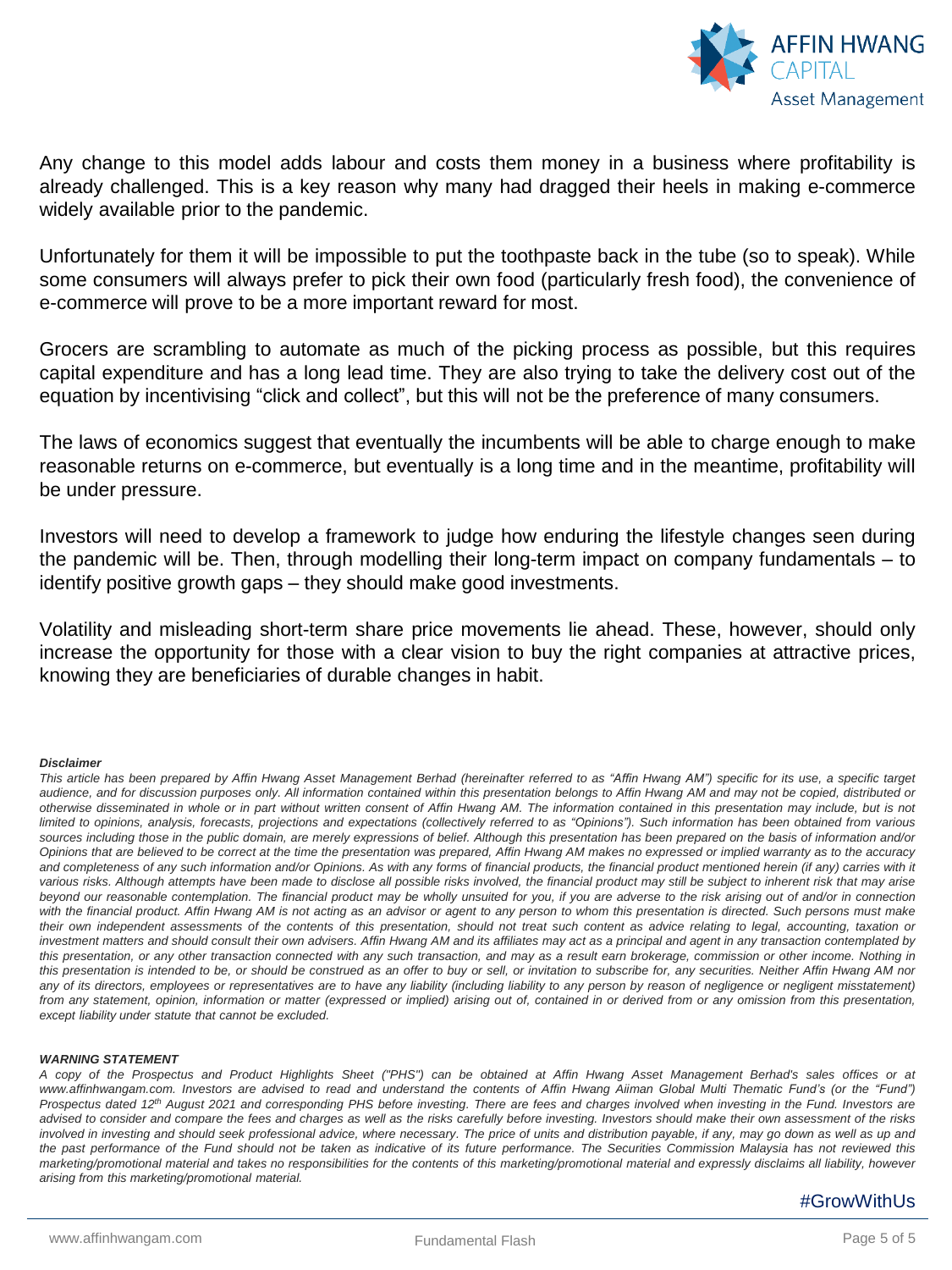Any change to this model adds labour and costs them money in a business where profitability is already challenged. This is a key reason why many had dragged their heels in making e-commerce widely available prior to the pandemic.

Unfortunately for them it will be impossible to put the toothpaste back in the tube (so to speak). While some consumers will always prefer to pick their own food (particularly fresh food), the convenience of e-commerce will prove to be a more important reward for most.

Grocers are scrambling to automate as much of the picking process as possible, but this requires capital expenditure and has a long lead time. They are also trying to take the delivery cost out of the equation by incentivising "click and collect", but this will not be the preference of many consumers.

The laws of economics suggest that eventually the incumbents will be able to charge enough to make reasonable returns on e-commerce, but eventually is a long time and in the meantime, profitability will be under pressure.

Investors will need to develop a framework to judge how enduring the lifestyle changes seen during the pandemic will be. Then, through modelling their long-term impact on company fundamentals – to identify positive growth gaps – they should make good investments.

Volatility and misleading short-term share price movements lie ahead. These, however, should only increase the opportunity for those with a clear vision to buy the right companies at attractive prices, knowing they are beneficiaries of durable changes in habit.

***Disclaimer***

*This article has been prepared by Affin Hwang Asset Management Berhad (hereinafter referred to as "Affin Hwang AM") specific for its use, a specific target audience, and for discussion purposes only. All information contained within this presentation belongs to Affin Hwang AM and may not be copied, distributed or otherwise disseminated in whole or in part without written consent of Affin Hwang AM. The information contained in this presentation may include, but is not limited to opinions, analysis, forecasts, projections and expectations (collectively referred to as "Opinions"). Such information has been obtained from various sources including those in the public domain, are merely expressions of belief. Although this presentation has been prepared on the basis of information and/or Opinions that are believed to be correct at the time the presentation was prepared, Affin Hwang AM makes no expressed or implied warranty as to the accuracy and completeness of any such information and/or Opinions. As with any forms of financial products, the financial product mentioned herein (if any) carries with it various risks. Although attempts have been made to disclose all possible risks involved, the financial product may still be subject to inherent risk that may arise beyond our reasonable contemplation. The financial product may be wholly unsuited for you, if you are adverse to the risk arising out of and/or in connection with the financial product. Affin Hwang AM is not acting as an advisor or agent to any person to whom this presentation is directed. Such persons must make their own independent assessments of the contents of this presentation, should not treat such content as advice relating to legal, accounting, taxation or investment matters and should consult their own advisers. Affin Hwang AM and its affiliates may act as a principal and agent in any transaction contemplated by this presentation, or any other transaction connected with any such transaction, and may as a result earn brokerage, commission or other income. Nothing in this presentation is intended to be, or should be construed as an offer to buy or sell, or invitation to subscribe for, any securities. Neither Affin Hwang AM nor any of its directors, employees or representatives are to have any liability (including liability to any person by reason of negligence or negligent misstatement) from any statement, opinion, information or matter (expressed or implied) arising out of, contained in or derived from or any omission from this presentation, except liability under statute that cannot be excluded.*

***WARNING STATEMENT***

*A copy of the Prospectus and Product Highlights Sheet ("PHS") can be obtained at Affin Hwang Asset Management Berhad's sales offices or at www.affinhwangam.com. Investors are advised to read and understand the contents of Affin Hwang Aiiman Global Multi Thematic Fund's (or the "Fund") Prospectus dated 12th August 2021 and corresponding PHS before investing. There are fees and charges involved when investing in the Fund. Investors are advised to consider and compare the fees and charges as well as the risks carefully before investing. Investors should make their own assessment of the risks involved in investing and should seek professional advice, where necessary. The price of units and distribution payable, if any, may go down as well as up and the past performance of the Fund should not be taken as indicative of its future performance. The Securities Commission Malaysia has not reviewed this marketing/promotional material and takes no responsibilities for the contents of this marketing/promotional material and expressly disclaims all liability, however arising from this marketing/promotional material.*

#GrowWithUs